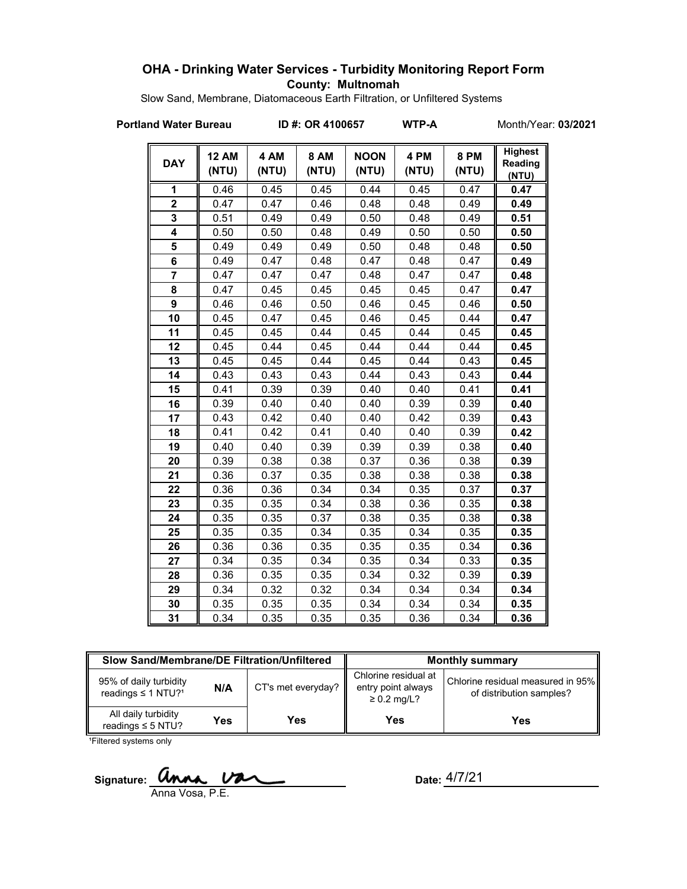# OHA - Drinking Water Services - Turbidity Monitoring Report Form

**County: Multnomah**

Slow Sand, Membrane, Diatomaceous Earth Filtration, or Unfiltered Systems

**Portland Water Bureau** **ID #: OR 4100657** **WTP-A** Month/Year: **03/2021**

| DAY | 12 AM (NTU) | 4 AM (NTU) | 8 AM (NTU) | NOON (NTU) | 4 PM (NTU) | 8 PM (NTU) | Highest Reading (NTU) |
|---|---|---|---|---|---|---|---|
| 1 | 0.46 | 0.45 | 0.45 | 0.44 | 0.45 | 0.47 | **0.47** |
| 2 | 0.47 | 0.47 | 0.46 | 0.48 | 0.48 | 0.49 | **0.49** |
| 3 | 0.51 | 0.49 | 0.49 | 0.50 | 0.48 | 0.49 | **0.51** |
| 4 | 0.50 | 0.50 | 0.48 | 0.49 | 0.50 | 0.50 | **0.50** |
| 5 | 0.49 | 0.49 | 0.49 | 0.50 | 0.48 | 0.48 | **0.50** |
| 6 | 0.49 | 0.47 | 0.48 | 0.47 | 0.48 | 0.47 | **0.49** |
| 7 | 0.47 | 0.47 | 0.47 | 0.48 | 0.47 | 0.47 | **0.48** |
| 8 | 0.47 | 0.45 | 0.45 | 0.45 | 0.45 | 0.47 | **0.47** |
| 9 | 0.46 | 0.46 | 0.50 | 0.46 | 0.45 | 0.46 | **0.50** |
| 10 | 0.45 | 0.47 | 0.45 | 0.46 | 0.45 | 0.44 | **0.47** |
| 11 | 0.45 | 0.45 | 0.44 | 0.45 | 0.44 | 0.45 | **0.45** |
| 12 | 0.45 | 0.44 | 0.45 | 0.44 | 0.44 | 0.44 | **0.45** |
| 13 | 0.45 | 0.45 | 0.44 | 0.45 | 0.44 | 0.43 | **0.45** |
| 14 | 0.43 | 0.43 | 0.43 | 0.44 | 0.43 | 0.43 | **0.44** |
| 15 | 0.41 | 0.39 | 0.39 | 0.40 | 0.40 | 0.41 | **0.41** |
| 16 | 0.39 | 0.40 | 0.40 | 0.40 | 0.39 | 0.39 | **0.40** |
| 17 | 0.43 | 0.42 | 0.40 | 0.40 | 0.42 | 0.39 | **0.43** |
| 18 | 0.41 | 0.42 | 0.41 | 0.40 | 0.40 | 0.39 | **0.42** |
| 19 | 0.40 | 0.40 | 0.39 | 0.39 | 0.39 | 0.38 | **0.40** |
| 20 | 0.39 | 0.38 | 0.38 | 0.37 | 0.36 | 0.38 | **0.39** |
| 21 | 0.36 | 0.37 | 0.35 | 0.38 | 0.38 | 0.38 | **0.38** |
| 22 | 0.36 | 0.36 | 0.34 | 0.34 | 0.35 | 0.37 | **0.37** |
| 23 | 0.35 | 0.35 | 0.34 | 0.38 | 0.36 | 0.35 | **0.38** |
| 24 | 0.35 | 0.35 | 0.37 | 0.38 | 0.35 | 0.38 | **0.38** |
| 25 | 0.35 | 0.35 | 0.34 | 0.35 | 0.34 | 0.35 | **0.35** |
| 26 | 0.36 | 0.36 | 0.35 | 0.35 | 0.35 | 0.34 | **0.36** |
| 27 | 0.34 | 0.35 | 0.34 | 0.35 | 0.34 | 0.33 | **0.35** |
| 28 | 0.36 | 0.35 | 0.35 | 0.34 | 0.32 | 0.39 | **0.39** |
| 29 | 0.34 | 0.32 | 0.32 | 0.34 | 0.34 | 0.34 | **0.34** |
| 30 | 0.35 | 0.35 | 0.35 | 0.34 | 0.34 | 0.34 | **0.35** |
| 31 | 0.34 | 0.35 | 0.35 | 0.35 | 0.36 | 0.34 | **0.36** |

| Slow Sand/Membrane/DE Filtration/Unfiltered | | | Monthly summary | |
|---|---|---|---|---|
| 95% of daily turbidity readings ≤ 1 NTU?[1] | N/A | CT's met everyday? | Chlorine residual at entry point always ≥ 0.2 mg/L? | Chlorine residual measured in 95% of distribution samples? |
| All daily turbidity readings ≤ 5 NTU? | Yes | Yes | Yes | Yes |

[1]Filtered systems only

Signature: Anna Vosa, P.E.

Date: 4/7/21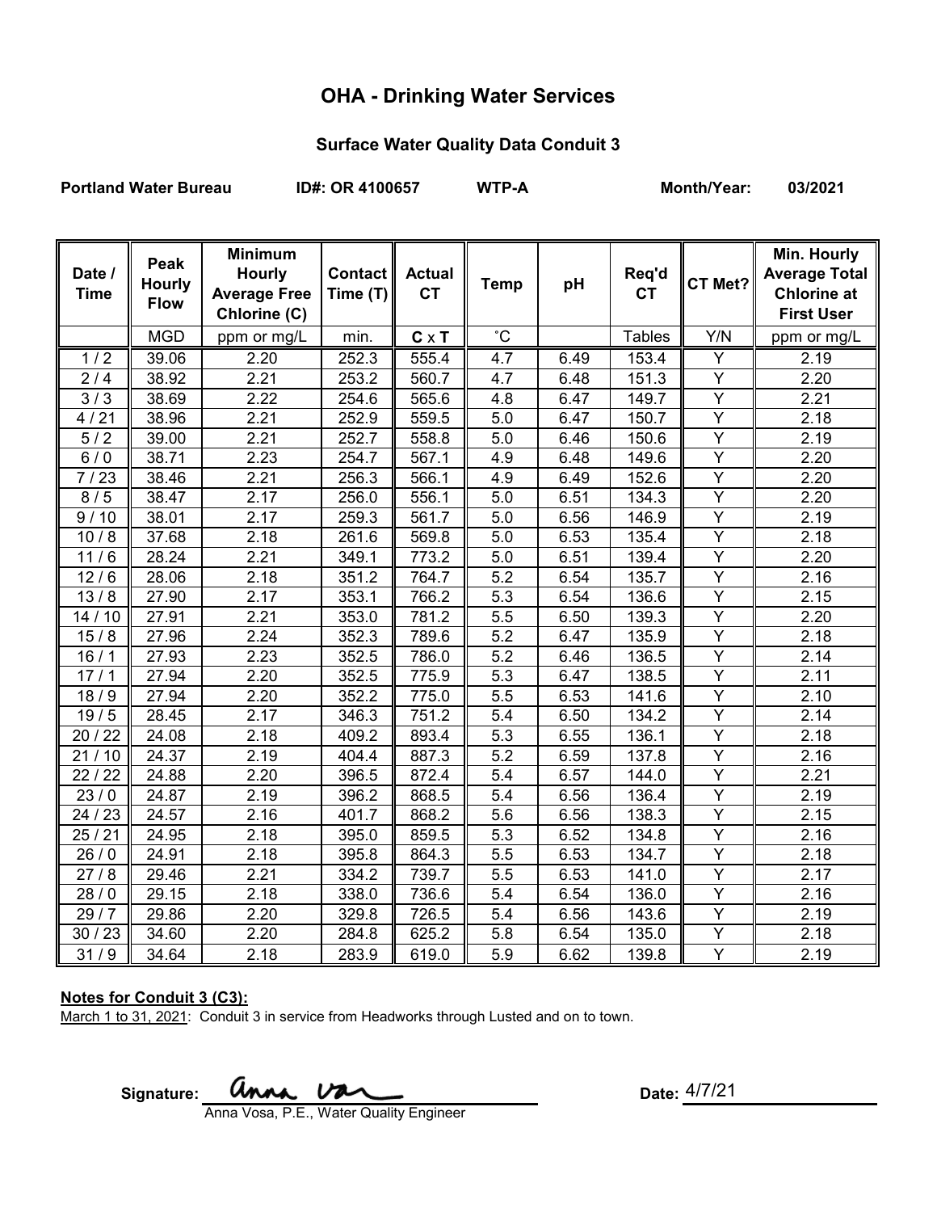# OHA - Drinking Water Services

## Surface Water Quality Data Conduit 3

**Portland Water Bureau** **ID#: OR 4100657** **WTP-A** **Month/Year: 03/2021**

| Date / Time | Peak Hourly Flow | Minimum Hourly Average Free Chlorine (C) | Contact Time (T) | Actual CT | Temp | pH | Req'd CT | CT Met? | Min. Hourly Average Total Chlorine at First User |
|---|---|---|---|---|---|---|---|---|---|
| | MGD | ppm or mg/L | min. | **C** x **T** | ˚C | | Tables | Y/N | ppm or mg/L |
| 1 / 2 | 39.06 | 2.20 | 252.3 | 555.4 | 4.7 | 6.49 | 153.4 | Y | 2.19 |
| 2 / 4 | 38.92 | 2.21 | 253.2 | 560.7 | 4.7 | 6.48 | 151.3 | Y | 2.20 |
| 3 / 3 | 38.69 | 2.22 | 254.6 | 565.6 | 4.8 | 6.47 | 149.7 | Y | 2.21 |
| 4 / 21 | 38.96 | 2.21 | 252.9 | 559.5 | 5.0 | 6.47 | 150.7 | Y | 2.18 |
| 5 / 2 | 39.00 | 2.21 | 252.7 | 558.8 | 5.0 | 6.46 | 150.6 | Y | 2.19 |
| 6 / 0 | 38.71 | 2.23 | 254.7 | 567.1 | 4.9 | 6.48 | 149.6 | Y | 2.20 |
| 7 / 23 | 38.46 | 2.21 | 256.3 | 566.1 | 4.9 | 6.49 | 152.6 | Y | 2.20 |
| 8 / 5 | 38.47 | 2.17 | 256.0 | 556.1 | 5.0 | 6.51 | 134.3 | Y | 2.20 |
| 9 / 10 | 38.01 | 2.17 | 259.3 | 561.7 | 5.0 | 6.56 | 146.9 | Y | 2.19 |
| 10 / 8 | 37.68 | 2.18 | 261.6 | 569.8 | 5.0 | 6.53 | 135.4 | Y | 2.18 |
| 11 / 6 | 28.24 | 2.21 | 349.1 | 773.2 | 5.0 | 6.51 | 139.4 | Y | 2.20 |
| 12 / 6 | 28.06 | 2.18 | 351.2 | 764.7 | 5.2 | 6.54 | 135.7 | Y | 2.16 |
| 13 / 8 | 27.90 | 2.17 | 353.1 | 766.2 | 5.3 | 6.54 | 136.6 | Y | 2.15 |
| 14 / 10 | 27.91 | 2.21 | 353.0 | 781.2 | 5.5 | 6.50 | 139.3 | Y | 2.20 |
| 15 / 8 | 27.96 | 2.24 | 352.3 | 789.6 | 5.2 | 6.47 | 135.9 | Y | 2.18 |
| 16 / 1 | 27.93 | 2.23 | 352.5 | 786.0 | 5.2 | 6.46 | 136.5 | Y | 2.14 |
| 17 / 1 | 27.94 | 2.20 | 352.5 | 775.9 | 5.3 | 6.47 | 138.5 | Y | 2.11 |
| 18 / 9 | 27.94 | 2.20 | 352.2 | 775.0 | 5.5 | 6.53 | 141.6 | Y | 2.10 |
| 19 / 5 | 28.45 | 2.17 | 346.3 | 751.2 | 5.4 | 6.50 | 134.2 | Y | 2.14 |
| 20 / 22 | 24.08 | 2.18 | 409.2 | 893.4 | 5.3 | 6.55 | 136.1 | Y | 2.18 |
| 21 / 10 | 24.37 | 2.19 | 404.4 | 887.3 | 5.2 | 6.59 | 137.8 | Y | 2.16 |
| 22 / 22 | 24.88 | 2.20 | 396.5 | 872.4 | 5.4 | 6.57 | 144.0 | Y | 2.21 |
| 23 / 0 | 24.87 | 2.19 | 396.2 | 868.5 | 5.4 | 6.56 | 136.4 | Y | 2.19 |
| 24 / 23 | 24.57 | 2.16 | 401.7 | 868.2 | 5.6 | 6.56 | 138.3 | Y | 2.15 |
| 25 / 21 | 24.95 | 2.18 | 395.0 | 859.5 | 5.3 | 6.52 | 134.8 | Y | 2.16 |
| 26 / 0 | 24.91 | 2.18 | 395.8 | 864.3 | 5.5 | 6.53 | 134.7 | Y | 2.18 |
| 27 / 8 | 29.46 | 2.21 | 334.2 | 739.7 | 5.5 | 6.53 | 141.0 | Y | 2.17 |
| 28 / 0 | 29.15 | 2.18 | 338.0 | 736.6 | 5.4 | 6.54 | 136.0 | Y | 2.16 |
| 29 / 7 | 29.86 | 2.20 | 329.8 | 726.5 | 5.4 | 6.56 | 143.6 | Y | 2.19 |
| 30 / 23 | 34.60 | 2.20 | 284.8 | 625.2 | 5.8 | 6.54 | 135.0 | Y | 2.18 |
| 31 / 9 | 34.64 | 2.18 | 283.9 | 619.0 | 5.9 | 6.62 | 139.8 | Y | 2.19 |

**Notes for Conduit 3 (C3):**

March 1 to 31, 2021: Conduit 3 in service from Headworks through Lusted and on to town.

**Signature:** Anna Vosa

Anna Vosa, P.E., Water Quality Engineer

**Date:** 4/7/21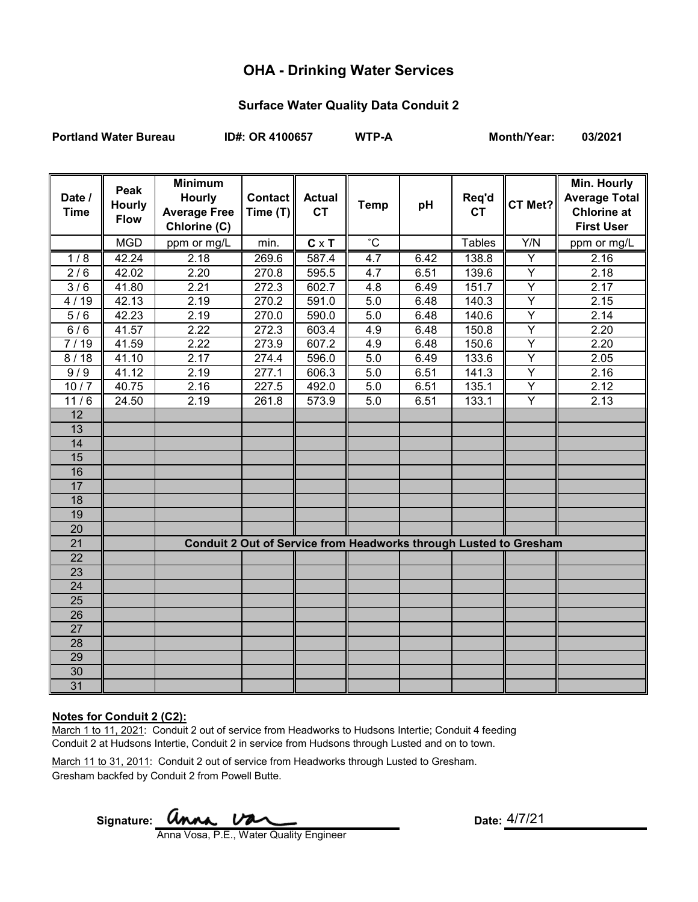# OHA - Drinking Water Services

## Surface Water Quality Data Conduit 2

**Portland Water Bureau** **ID#: OR 4100657** **WTP-A** **Month/Year: 03/2021**

| Date / Time | Peak Hourly Flow | Minimum Hourly Average Free Chlorine (C) | Contact Time (T) | Actual CT | Temp | pH | Req'd CT | CT Met? | Min. Hourly Average Total Chlorine at First User |
|---|---|---|---|---|---|---|---|---|---|
| | MGD | ppm or mg/L | min. | C x T | ˚C | | Tables | Y/N | ppm or mg/L |
| 1 / 8 | 42.24 | 2.18 | 269.6 | 587.4 | 4.7 | 6.42 | 138.8 | Y | 2.16 |
| 2 / 6 | 42.02 | 2.20 | 270.8 | 595.5 | 4.7 | 6.51 | 139.6 | Y | 2.18 |
| 3 / 6 | 41.80 | 2.21 | 272.3 | 602.7 | 4.8 | 6.49 | 151.7 | Y | 2.17 |
| 4 / 19 | 42.13 | 2.19 | 270.2 | 591.0 | 5.0 | 6.48 | 140.3 | Y | 2.15 |
| 5 / 6 | 42.23 | 2.19 | 270.0 | 590.0 | 5.0 | 6.48 | 140.6 | Y | 2.14 |
| 6 / 6 | 41.57 | 2.22 | 272.3 | 603.4 | 4.9 | 6.48 | 150.8 | Y | 2.20 |
| 7 / 19 | 41.59 | 2.22 | 273.9 | 607.2 | 4.9 | 6.48 | 150.6 | Y | 2.20 |
| 8 / 18 | 41.10 | 2.17 | 274.4 | 596.0 | 5.0 | 6.49 | 133.6 | Y | 2.05 |
| 9 / 9 | 41.12 | 2.19 | 277.1 | 606.3 | 5.0 | 6.51 | 141.3 | Y | 2.16 |
| 10 / 7 | 40.75 | 2.16 | 227.5 | 492.0 | 5.0 | 6.51 | 135.1 | Y | 2.12 |
| 11 / 6 | 24.50 | 2.19 | 261.8 | 573.9 | 5.0 | 6.51 | 133.1 | Y | 2.13 |
| 12 | | | | | | | | | |
| 13 | | | | | | | | | |
| 14 | | | | | | | | | |
| 15 | | | | | | | | | |
| 16 | | | | | | | | | |
| 17 | | | | | | | | | |
| 18 | | | | | | | | | |
| 19 | | | | | | | | | |
| 20 | | | | | | | | | |
| 21 | | Conduit 2 Out of Service from Headworks through Lusted to Gresham | | | | | | | |
| 22 | | | | | | | | | |
| 23 | | | | | | | | | |
| 24 | | | | | | | | | |
| 25 | | | | | | | | | |
| 26 | | | | | | | | | |
| 27 | | | | | | | | | |
| 28 | | | | | | | | | |
| 29 | | | | | | | | | |
| 30 | | | | | | | | | |
| 31 | | | | | | | | | |

**Notes for Conduit 2 (C2):**

March 1 to 11, 2021: Conduit 2 out of service from Headworks to Hudsons Intertie; Conduit 4 feeding Conduit 2 at Hudsons Intertie, Conduit 2 in service from Hudsons through Lusted and on to town.

March 11 to 31, 2011: Conduit 2 out of service from Headworks through Lusted to Gresham. Gresham backfed by Conduit 2 from Powell Butte.

Signature: Anna Vosa
Anna Vosa, P.E., Water Quality Engineer

Date: 4/7/21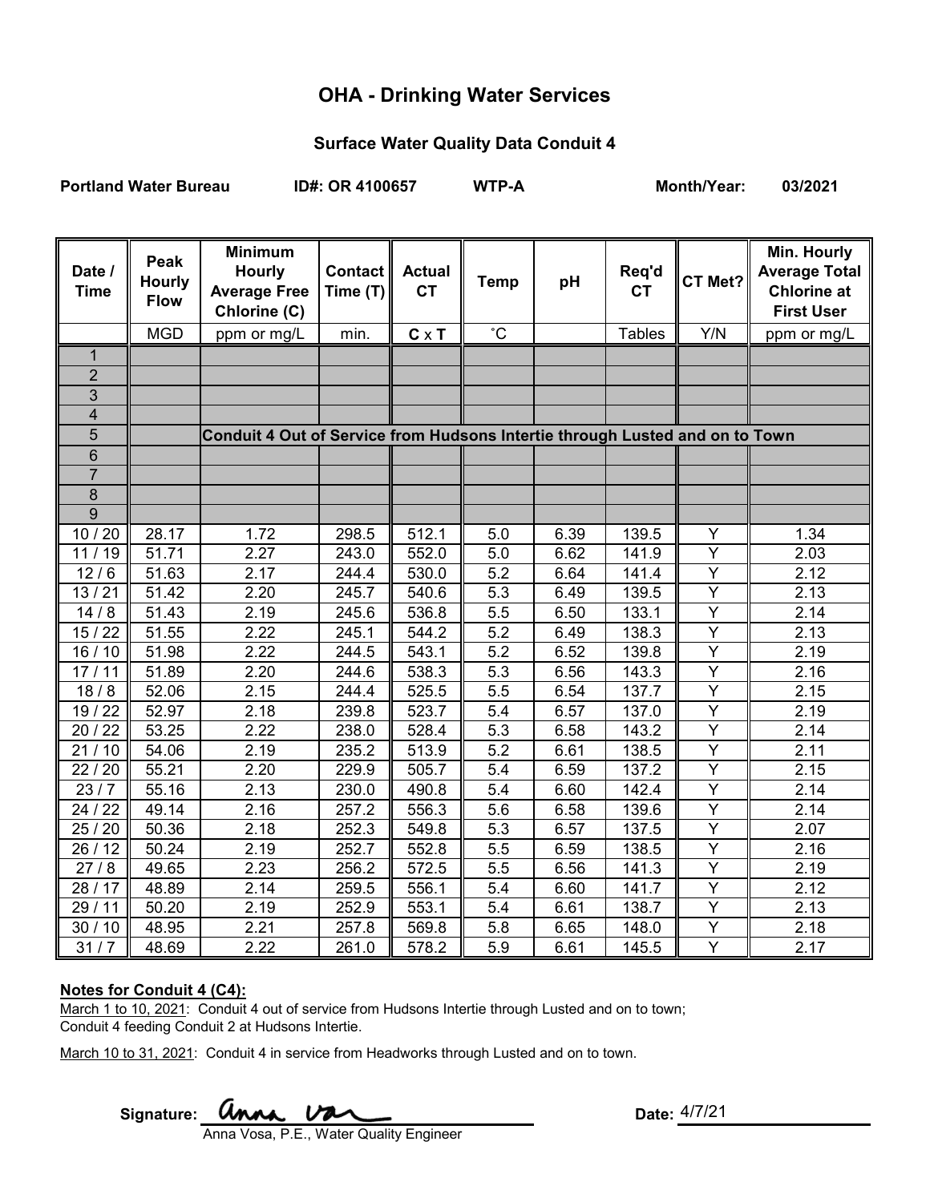# OHA - Drinking Water Services

## Surface Water Quality Data Conduit 4

**Portland Water Bureau** **ID#: OR 4100657** **WTP-A** **Month/Year: 03/2021**

| Date / Time | Peak Hourly Flow | Minimum Hourly Average Free Chlorine (C) | Contact Time (T) | Actual CT | Temp | pH | Req'd CT | CT Met? | Min. Hourly Average Total Chlorine at First User |
|---|---|---|---|---|---|---|---|---|---|
| | MGD | ppm or mg/L | min. | **C** x **T** | ˚C | | Tables | Y/N | ppm or mg/L |
| 1 | | | | | | | | | |
| 2 | | | | | | | | | |
| 3 | | | | | | | | | |
| 4 | | | | | | | | | |
| 5 | | **Conduit 4 Out of Service from Hudsons Intertie through Lusted and on to Town** | | | | | | | |
| 6 | | | | | | | | | |
| 7 | | | | | | | | | |
| 8 | | | | | | | | | |
| 9 | | | | | | | | | |
| 10 / 20 | 28.17 | 1.72 | 298.5 | 512.1 | 5.0 | 6.39 | 139.5 | Y | 1.34 |
| 11 / 19 | 51.71 | 2.27 | 243.0 | 552.0 | 5.0 | 6.62 | 141.9 | Y | 2.03 |
| 12 / 6 | 51.63 | 2.17 | 244.4 | 530.0 | 5.2 | 6.64 | 141.4 | Y | 2.12 |
| 13 / 21 | 51.42 | 2.20 | 245.7 | 540.6 | 5.3 | 6.49 | 139.5 | Y | 2.13 |
| 14 / 8 | 51.43 | 2.19 | 245.6 | 536.8 | 5.5 | 6.50 | 133.1 | Y | 2.14 |
| 15 / 22 | 51.55 | 2.22 | 245.1 | 544.2 | 5.2 | 6.49 | 138.3 | Y | 2.13 |
| 16 / 10 | 51.98 | 2.22 | 244.5 | 543.1 | 5.2 | 6.52 | 139.8 | Y | 2.19 |
| 17 / 11 | 51.89 | 2.20 | 244.6 | 538.3 | 5.3 | 6.56 | 143.3 | Y | 2.16 |
| 18 / 8 | 52.06 | 2.15 | 244.4 | 525.5 | 5.5 | 6.54 | 137.7 | Y | 2.15 |
| 19 / 22 | 52.97 | 2.18 | 239.8 | 523.7 | 5.4 | 6.57 | 137.0 | Y | 2.19 |
| 20 / 22 | 53.25 | 2.22 | 238.0 | 528.4 | 5.3 | 6.58 | 143.2 | Y | 2.14 |
| 21 / 10 | 54.06 | 2.19 | 235.2 | 513.9 | 5.2 | 6.61 | 138.5 | Y | 2.11 |
| 22 / 20 | 55.21 | 2.20 | 229.9 | 505.7 | 5.4 | 6.59 | 137.2 | Y | 2.15 |
| 23 / 7 | 55.16 | 2.13 | 230.0 | 490.8 | 5.4 | 6.60 | 142.4 | Y | 2.14 |
| 24 / 22 | 49.14 | 2.16 | 257.2 | 556.3 | 5.6 | 6.58 | 139.6 | Y | 2.14 |
| 25 / 20 | 50.36 | 2.18 | 252.3 | 549.8 | 5.3 | 6.57 | 137.5 | Y | 2.07 |
| 26 / 12 | 50.24 | 2.19 | 252.7 | 552.8 | 5.5 | 6.59 | 138.5 | Y | 2.16 |
| 27 / 8 | 49.65 | 2.23 | 256.2 | 572.5 | 5.5 | 6.56 | 141.3 | Y | 2.19 |
| 28 / 17 | 48.89 | 2.14 | 259.5 | 556.1 | 5.4 | 6.60 | 141.7 | Y | 2.12 |
| 29 / 11 | 50.20 | 2.19 | 252.9 | 553.1 | 5.4 | 6.61 | 138.7 | Y | 2.13 |
| 30 / 10 | 48.95 | 2.21 | 257.8 | 569.8 | 5.8 | 6.65 | 148.0 | Y | 2.18 |
| 31 / 7 | 48.69 | 2.22 | 261.0 | 578.2 | 5.9 | 6.61 | 145.5 | Y | 2.17 |

**Notes for Conduit 4 (C4):**

March 1 to 10, 2021: Conduit 4 out of service from Hudsons Intertie through Lusted and on to town; Conduit 4 feeding Conduit 2 at Hudsons Intertie.

March 10 to 31, 2021: Conduit 4 in service from Headworks through Lusted and on to town.

**Signature:** Anna Vosa
Anna Vosa, P.E., Water Quality Engineer

**Date:** 4/7/21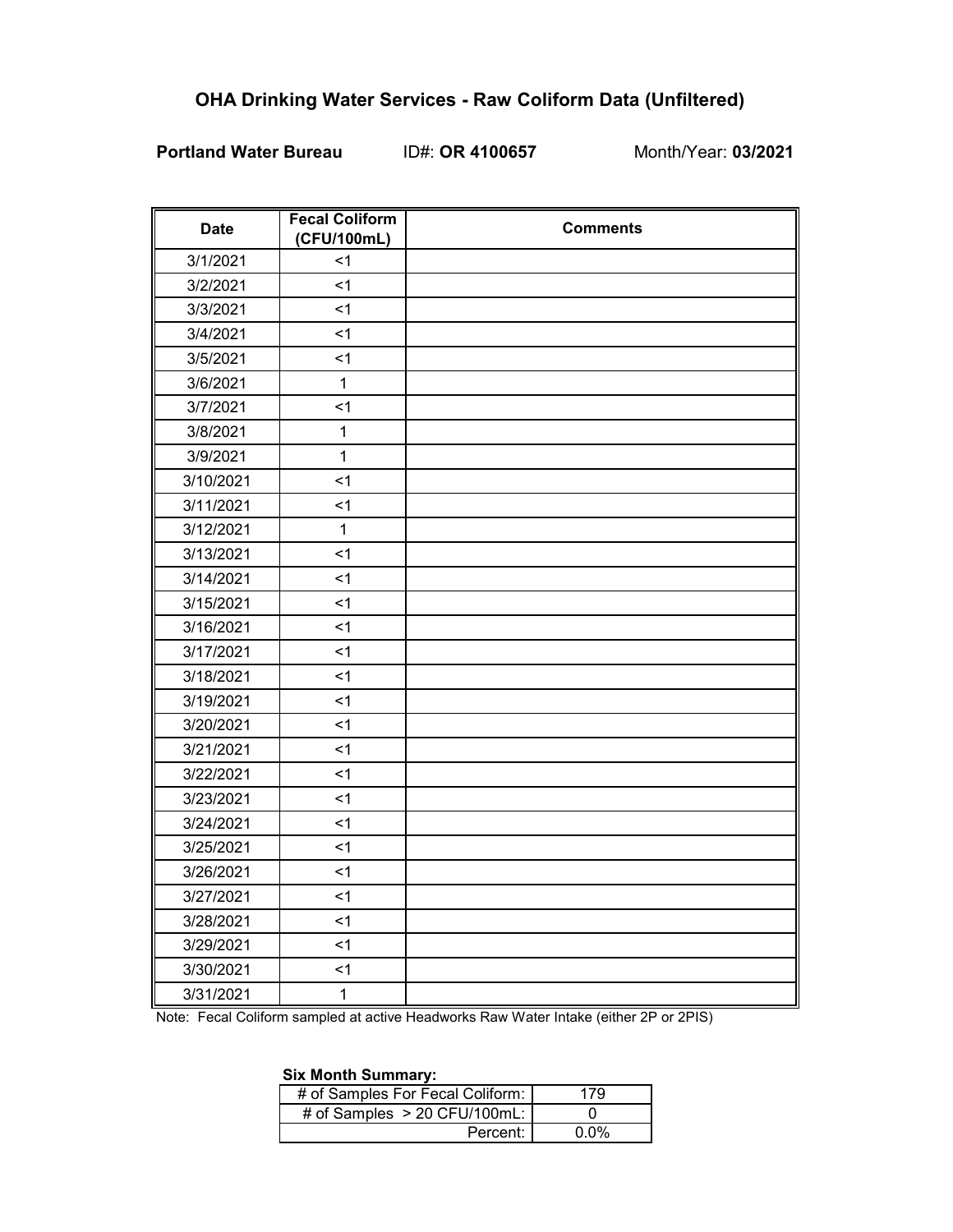# OHA Drinking Water Services - Raw Coliform Data (Unfiltered)

**Portland Water Bureau** ID#: **OR 4100657** Month/Year: **03/2021**

| Date | Fecal Coliform (CFU/100mL) | Comments |
|---|---|---|
| 3/1/2021 | <1 | |
| 3/2/2021 | <1 | |
| 3/3/2021 | <1 | |
| 3/4/2021 | <1 | |
| 3/5/2021 | <1 | |
| 3/6/2021 | 1 | |
| 3/7/2021 | <1 | |
| 3/8/2021 | 1 | |
| 3/9/2021 | 1 | |
| 3/10/2021 | <1 | |
| 3/11/2021 | <1 | |
| 3/12/2021 | 1 | |
| 3/13/2021 | <1 | |
| 3/14/2021 | <1 | |
| 3/15/2021 | <1 | |
| 3/16/2021 | <1 | |
| 3/17/2021 | <1 | |
| 3/18/2021 | <1 | |
| 3/19/2021 | <1 | |
| 3/20/2021 | <1 | |
| 3/21/2021 | <1 | |
| 3/22/2021 | <1 | |
| 3/23/2021 | <1 | |
| 3/24/2021 | <1 | |
| 3/25/2021 | <1 | |
| 3/26/2021 | <1 | |
| 3/27/2021 | <1 | |
| 3/28/2021 | <1 | |
| 3/29/2021 | <1 | |
| 3/30/2021 | <1 | |
| 3/31/2021 | 1 | |

Note: Fecal Coliform sampled at active Headworks Raw Water Intake (either 2P or 2PIS)

**Six Month Summary:**

| | |
|---|---|
| # of Samples For Fecal Coliform: | 179 |
| # of Samples > 20 CFU/100mL: | 0 |
| Percent: | 0.0% |